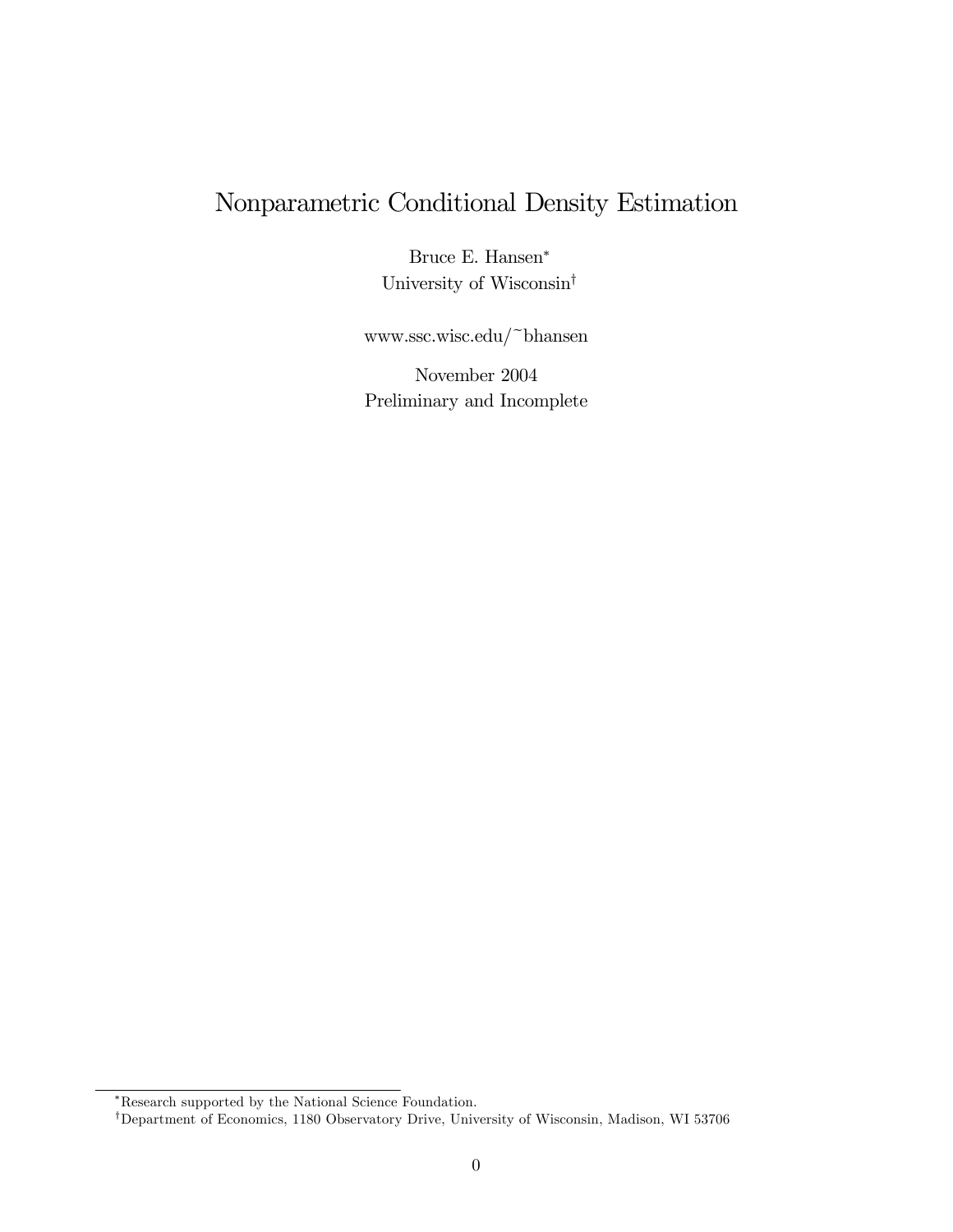# Nonparametric Conditional Density Estimation

Bruce E. Hansen*
University of Wisconsin†

www.ssc.wisc.edu/~bhansen

November 2004
Preliminary and Incomplete

*Research supported by the National Science Foundation.

†Department of Economics, 1180 Observatory Drive, University of Wisconsin, Madison, WI 53706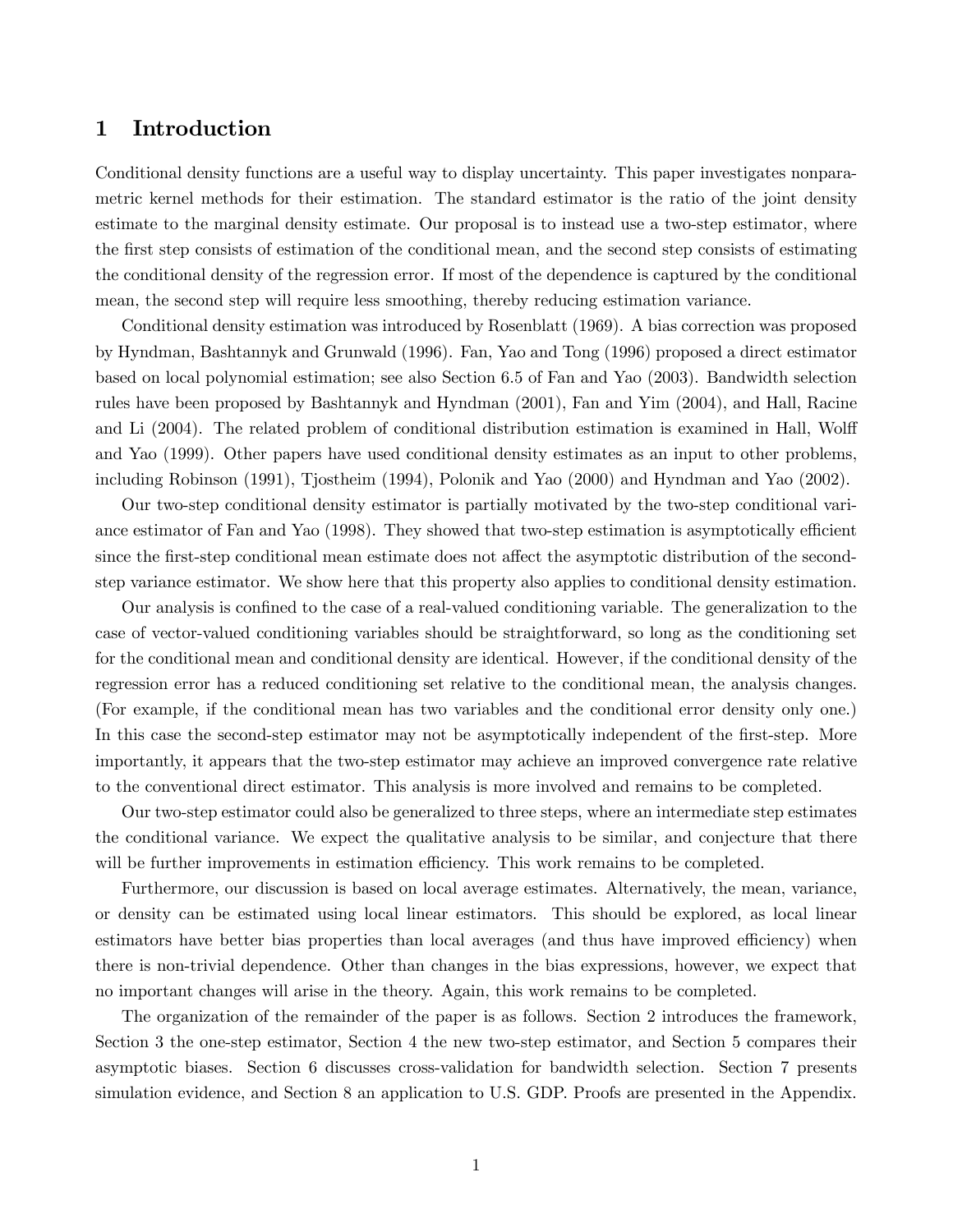# 1 Introduction

Conditional density functions are a useful way to display uncertainty. This paper investigates nonparametric kernel methods for their estimation. The standard estimator is the ratio of the joint density estimate to the marginal density estimate. Our proposal is to instead use a two-step estimator, where the first step consists of estimation of the conditional mean, and the second step consists of estimating the conditional density of the regression error. If most of the dependence is captured by the conditional mean, the second step will require less smoothing, thereby reducing estimation variance.

Conditional density estimation was introduced by Rosenblatt (1969). A bias correction was proposed by Hyndman, Bashtannyk and Grunwald (1996). Fan, Yao and Tong (1996) proposed a direct estimator based on local polynomial estimation; see also Section 6.5 of Fan and Yao (2003). Bandwidth selection rules have been proposed by Bashtannyk and Hyndman (2001), Fan and Yim (2004), and Hall, Racine and Li (2004). The related problem of conditional distribution estimation is examined in Hall, Wolff and Yao (1999). Other papers have used conditional density estimates as an input to other problems, including Robinson (1991), Tjostheim (1994), Polonik and Yao (2000) and Hyndman and Yao (2002).

Our two-step conditional density estimator is partially motivated by the two-step conditional variance estimator of Fan and Yao (1998). They showed that two-step estimation is asymptotically efficient since the first-step conditional mean estimate does not affect the asymptotic distribution of the second-step variance estimator. We show here that this property also applies to conditional density estimation.

Our analysis is confined to the case of a real-valued conditioning variable. The generalization to the case of vector-valued conditioning variables should be straightforward, so long as the conditioning set for the conditional mean and conditional density are identical. However, if the conditional density of the regression error has a reduced conditioning set relative to the conditional mean, the analysis changes. (For example, if the conditional mean has two variables and the conditional error density only one.) In this case the second-step estimator may not be asymptotically independent of the first-step. More importantly, it appears that the two-step estimator may achieve an improved convergence rate relative to the conventional direct estimator. This analysis is more involved and remains to be completed.

Our two-step estimator could also be generalized to three steps, where an intermediate step estimates the conditional variance. We expect the qualitative analysis to be similar, and conjecture that there will be further improvements in estimation efficiency. This work remains to be completed.

Furthermore, our discussion is based on local average estimates. Alternatively, the mean, variance, or density can be estimated using local linear estimators. This should be explored, as local linear estimators have better bias properties than local averages (and thus have improved efficiency) when there is non-trivial dependence. Other than changes in the bias expressions, however, we expect that no important changes will arise in the theory. Again, this work remains to be completed.

The organization of the remainder of the paper is as follows. Section 2 introduces the framework, Section 3 the one-step estimator, Section 4 the new two-step estimator, and Section 5 compares their asymptotic biases. Section 6 discusses cross-validation for bandwidth selection. Section 7 presents simulation evidence, and Section 8 an application to U.S. GDP. Proofs are presented in the Appendix.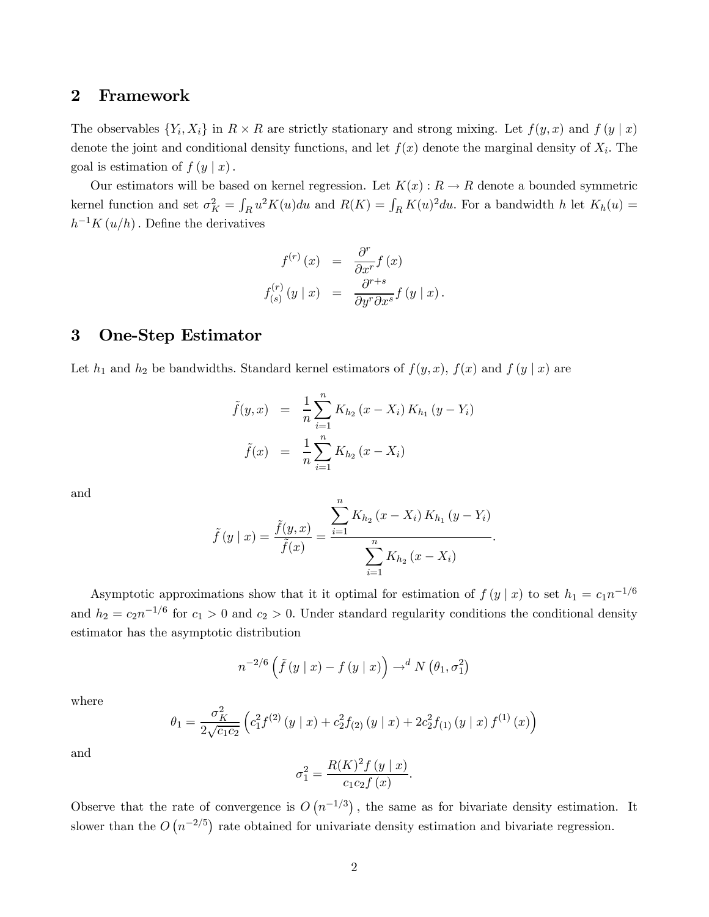## 2 Framework

The observables $\{Y_i, X_i\}$ in $R \times R$ are strictly stationary and strong mixing. Let $f(y,x)$ and $f(y \mid x)$ denote the joint and conditional density functions, and let $f(x)$ denote the marginal density of $X_i$. The goal is estimation of $f(y \mid x)$.

Our estimators will be based on kernel regression. Let $K(x) : R \to R$ denote a bounded symmetric kernel function and set $\sigma_K^2 = \int_R u^2 K(u) du$ and $R(K) = \int_R K(u)^2 du$. For a bandwidth $h$ let $K_h(u) = h^{-1} K(u/h)$. Define the derivatives

$$
\begin{aligned}
f^{(r)}(x) &= \frac{\partial^r}{\partial x^r} f(x) \\
f_{(s)}^{(r)}(y \mid x) &= \frac{\partial^{r+s}}{\partial y^r \partial x^s} f(y \mid x).
\end{aligned}
$$

## 3 One-Step Estimator

Let $h_1$ and $h_2$ be bandwidths. Standard kernel estimators of $f(y,x)$, $f(x)$ and $f(y \mid x)$ are

$$
\begin{aligned}
\tilde{f}(y,x) &= \frac{1}{n} \sum_{i=1}^{n} K_{h_2}(x - X_i) K_{h_1}(y - Y_i) \\
\tilde{f}(x) &= \frac{1}{n} \sum_{i=1}^{n} K_{h_2}(x - X_i)
\end{aligned}
$$

and

$$
\tilde{f}(y \mid x) = \frac{\tilde{f}(y,x)}{\tilde{f}(x)} = \frac{\sum_{i=1}^{n} K_{h_2}(x - X_i) K_{h_1}(y - Y_i)}{\sum_{i=1}^{n} K_{h_2}(x - X_i)}.
$$

Asymptotic approximations show that it it optimal for estimation of $f(y \mid x)$ to set $h_1 = c_1 n^{-1/6}$ and $h_2 = c_2 n^{-1/6}$ for $c_1 > 0$ and $c_2 > 0$. Under standard regularity conditions the conditional density estimator has the asymptotic distribution

$$
n^{-2/6} \left( \tilde{f}(y \mid x) - f(y \mid x) \right) \to^d N\left(\theta_1, \sigma_1^2\right)
$$

where

$$
\theta_1 = \frac{\sigma_K^2}{2\sqrt{c_1 c_2}} \left( c_1^2 f^{(2)}(y \mid x) + c_2^2 f_{(2)}(y \mid x) + 2 c_2^2 f_{(1)}(y \mid x) f^{(1)}(x) \right)
$$

and

$$
\sigma_1^2 = \frac{R(K)^2 f(y \mid x)}{c_1 c_2 f(x)}.
$$

Observe that the rate of convergence is $O\left(n^{-1/3}\right)$, the same as for bivariate density estimation. It slower than the $O\left(n^{-2/5}\right)$ rate obtained for univariate density estimation and bivariate regression.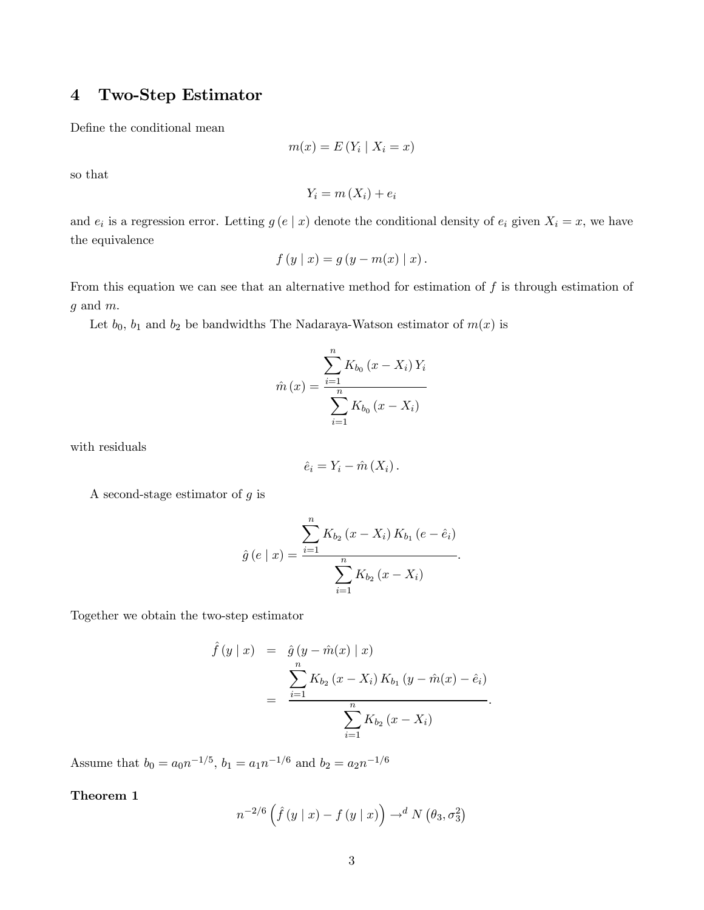## 4 Two-Step Estimator

Define the conditional mean

$$m(x) = E\left(Y_i \mid X_i = x\right)$$

so that

$$Y_i = m\left(X_i\right) + e_i$$

and $e_i$ is a regression error. Letting $g\left(e \mid x\right)$ denote the conditional density of $e_i$ given $X_i = x$, we have the equivalence

$$f\left(y \mid x\right) = g\left(y - m(x) \mid x\right).$$

From this equation we can see that an alternative method for estimation of $f$ is through estimation of $g$ and $m$.

Let $b_0$, $b_1$ and $b_2$ be bandwidths The Nadaraya-Watson estimator of $m(x)$ is

$$\hat{m}\left(x\right) = \frac{\sum_{i=1}^{n} K_{b_0}\left(x - X_i\right) Y_i}{\sum_{i=1}^{n} K_{b_0}\left(x - X_i\right)}$$

with residuals

$$\hat{e}_i = Y_i - \hat{m}\left(X_i\right).$$

A second-stage estimator of $g$ is

$$\hat{g}\left(e \mid x\right) = \frac{\sum_{i=1}^{n} K_{b_2}\left(x - X_i\right) K_{b_1}\left(e - \hat{e}_i\right)}{\sum_{i=1}^{n} K_{b_2}\left(x - X_i\right)}.$$

Together we obtain the two-step estimator

$$\begin{aligned} \hat{f}\left(y \mid x\right) &= \hat{g}\left(y - \hat{m}(x) \mid x\right) \\ &= \frac{\sum_{i=1}^{n} K_{b_2}\left(x - X_i\right) K_{b_1}\left(y - \hat{m}(x) - \hat{e}_i\right)}{\sum_{i=1}^{n} K_{b_2}\left(x - X_i\right)}. \end{aligned}$$

Assume that $b_0 = a_0 n^{-1/5}$, $b_1 = a_1 n^{-1/6}$ and $b_2 = a_2 n^{-1/6}$

**Theorem 1**

$$n^{-2/6}\left(\hat{f}\left(y \mid x\right) - f\left(y \mid x\right)\right) \rightarrow^d N\left(\theta_3, \sigma_3^2\right)$$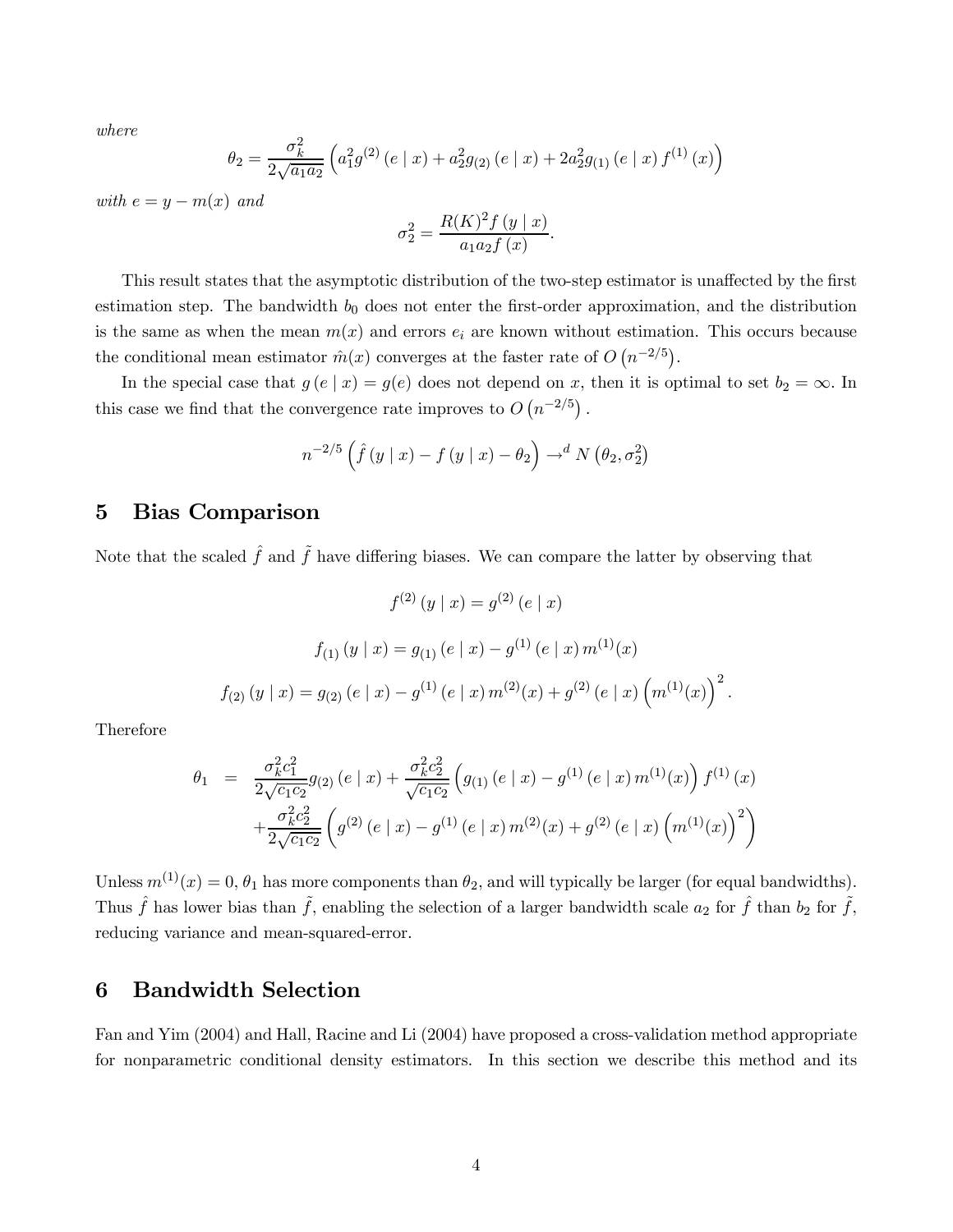*where*

$$\theta_2 = \frac{\sigma_k^2}{2\sqrt{a_1 a_2}} \left( a_1^2 g^{(2)}(e \mid x) + a_2^2 g_{(2)}(e \mid x) + 2a_2^2 g_{(1)}(e \mid x) f^{(1)}(x) \right)$$

*with* $e = y - m(x)$ *and*

$$\sigma_2^2 = \frac{R(K)^2 f(y \mid x)}{a_1 a_2 f(x)}.$$

This result states that the asymptotic distribution of the two-step estimator is unaffected by the first estimation step. The bandwidth $b_0$ does not enter the first-order approximation, and the distribution is the same as when the mean $m(x)$ and errors $e_i$ are known without estimation. This occurs because the conditional mean estimator $\hat{m}(x)$ converges at the faster rate of $O\left(n^{-2/5}\right)$.

In the special case that $g(e \mid x) = g(e)$ does not depend on $x$, then it is optimal to set $b_2 = \infty$. In this case we find that the convergence rate improves to $O\left(n^{-2/5}\right)$.

$$n^{-2/5}\left(\hat{f}(y \mid x) - f(y \mid x) - \theta_2\right) \to^d N\left(\theta_2, \sigma_2^2\right)$$

## 5 Bias Comparison

Note that the scaled $\hat{f}$ and $\tilde{f}$ have differing biases. We can compare the latter by observing that

$$f^{(2)}(y \mid x) = g^{(2)}(e \mid x)$$

$$f_{(1)}(y \mid x) = g_{(1)}(e \mid x) - g^{(1)}(e \mid x) m^{(1)}(x)$$

$$f_{(2)}(y \mid x) = g_{(2)}(e \mid x) - g^{(1)}(e \mid x) m^{(2)}(x) + g^{(2)}(e \mid x) \left(m^{(1)}(x)\right)^2.$$

Therefore

$$\begin{aligned} \theta_1 &= \frac{\sigma_k^2 c_1^2}{2\sqrt{c_1 c_2}} g_{(2)}(e \mid x) + \frac{\sigma_k^2 c_2^2}{\sqrt{c_1 c_2}} \left( g_{(1)}(e \mid x) - g^{(1)}(e \mid x) m^{(1)}(x) \right) f^{(1)}(x) \\ &\quad + \frac{\sigma_k^2 c_2^2}{2\sqrt{c_1 c_2}} \left( g^{(2)}(e \mid x) - g^{(1)}(e \mid x) m^{(2)}(x) + g^{(2)}(e \mid x) \left(m^{(1)}(x)\right)^2 \right) \end{aligned}$$

Unless $m^{(1)}(x) = 0$, $\theta_1$ has more components than $\theta_2$, and will typically be larger (for equal bandwidths). Thus $\hat{f}$ has lower bias than $\tilde{f}$, enabling the selection of a larger bandwidth scale $a_2$ for $\hat{f}$ than $b_2$ for $\tilde{f}$, reducing variance and mean-squared-error.

## 6 Bandwidth Selection

Fan and Yim (2004) and Hall, Racine and Li (2004) have proposed a cross-validation method appropriate for nonparametric conditional density estimators. In this section we describe this method and its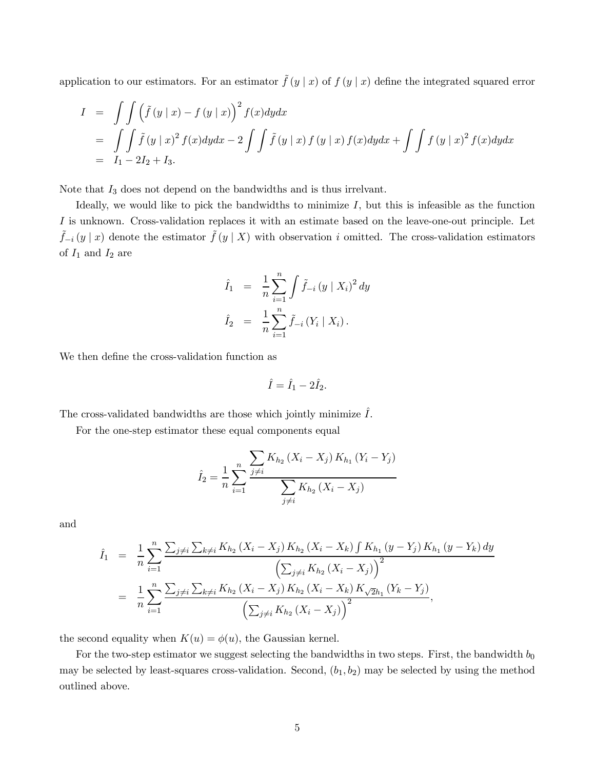application to our estimators. For an estimator $\tilde{f}(y \mid x)$ of $f(y \mid x)$ define the integrated squared error

$$
\begin{aligned}
I &= \int\int \left(\tilde{f}(y \mid x) - f(y \mid x)\right)^2 f(x) dy dx \\
&= \int\int \tilde{f}(y \mid x)^2 f(x) dy dx - 2\int\int \tilde{f}(y \mid x) f(y \mid x) f(x) dy dx + \int\int f(y \mid x)^2 f(x) dy dx \\
&= I_1 - 2I_2 + I_3.
\end{aligned}
$$

Note that $I_3$ does not depend on the bandwidths and is thus irrelvant.

Ideally, we would like to pick the bandwidths to minimize $I$, but this is infeasible as the function $I$ is unknown. Cross-validation replaces it with an estimate based on the leave-one-out principle. Let $\tilde{f}_{-i}(y \mid x)$ denote the estimator $\tilde{f}(y \mid X)$ with observation $i$ omitted. The cross-validation estimators of $I_1$ and $I_2$ are

$$
\begin{aligned}
\hat{I}_1 &= \frac{1}{n}\sum_{i=1}^{n} \int \tilde{f}_{-i}(y \mid X_i)^2 dy \\
\hat{I}_2 &= \frac{1}{n}\sum_{i=1}^{n} \tilde{f}_{-i}(Y_i \mid X_i).
\end{aligned}
$$

We then define the cross-validation function as

$$
\hat{I} = \hat{I}_1 - 2\hat{I}_2.
$$

The cross-validated bandwidths are those which jointly minimize $\hat{I}$.

For the one-step estimator these equal components equal

$$
\hat{I}_2 = \frac{1}{n}\sum_{i=1}^{n} \frac{\sum_{j\neq i} K_{h_2}(X_i - X_j) K_{h_1}(Y_i - Y_j)}{\sum_{j\neq i} K_{h_2}(X_i - X_j)}
$$

and

$$
\begin{aligned}
\hat{I}_1 &= \frac{1}{n}\sum_{i=1}^{n} \frac{\sum_{j\neq i}\sum_{k\neq i} K_{h_2}(X_i - X_j) K_{h_2}(X_i - X_k) \int K_{h_1}(y - Y_j) K_{h_1}(y - Y_k) dy}{\left(\sum_{j\neq i} K_{h_2}(X_i - X_j)\right)^2} \\
&= \frac{1}{n}\sum_{i=1}^{n} \frac{\sum_{j\neq i}\sum_{k\neq i} K_{h_2}(X_i - X_j) K_{h_2}(X_i - X_k) K_{\sqrt{2}h_1}(Y_k - Y_j)}{\left(\sum_{j\neq i} K_{h_2}(X_i - X_j)\right)^2},
\end{aligned}
$$

the second equality when $K(u) = \phi(u)$, the Gaussian kernel.

For the two-step estimator we suggest selecting the bandwidths in two steps. First, the bandwidth $b_0$ may be selected by least-squares cross-validation. Second, $(b_1, b_2)$ may be selected by using the method outlined above.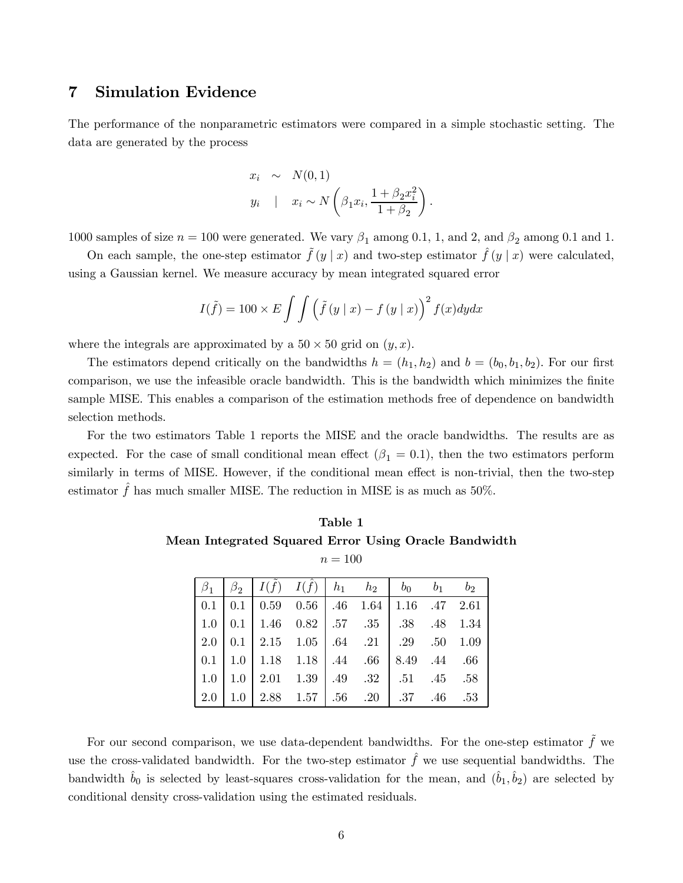## 7 Simulation Evidence

The performance of the nonparametric estimators were compared in a simple stochastic setting. The data are generated by the process

$$
\begin{aligned}
x_i &\sim N(0,1) \\
y_i \quad | \quad x_i &\sim N\left(\beta_1 x_i, \frac{1+\beta_2 x_i^2}{1+\beta_2}\right).
\end{aligned}
$$

1000 samples of size $n = 100$ were generated. We vary $\beta_1$ among 0.1, 1, and 2, and $\beta_2$ among 0.1 and 1.

On each sample, the one-step estimator $\tilde{f}(y \mid x)$ and two-step estimator $\hat{f}(y \mid x)$ were calculated, using a Gaussian kernel. We measure accuracy by mean integrated squared error

$$
I(\tilde{f}) = 100 \times E \int \int \left(\tilde{f}(y \mid x) - f(y \mid x)\right)^2 f(x) dy dx
$$

where the integrals are approximated by a $50 \times 50$ grid on $(y, x)$.

The estimators depend critically on the bandwidths $h = (h_1, h_2)$ and $b = (b_0, b_1, b_2)$. For our first comparison, we use the infeasible oracle bandwidth. This is the bandwidth which minimizes the finite sample MISE. This enables a comparison of the estimation methods free of dependence on bandwidth selection methods.

For the two estimators Table 1 reports the MISE and the oracle bandwidths. The results are as expected. For the case of small conditional mean effect ($\beta_1 = 0.1$), then the two estimators perform similarly in terms of MISE. However, if the conditional mean effect is non-trivial, then the two-step estimator $\hat{f}$ has much smaller MISE. The reduction in MISE is as much as 50%.

**Table 1**
**Mean Integrated Squared Error Using Oracle Bandwidth**
$n = 100$

| $\beta_1$ | $\beta_2$ | $I(\tilde{f})$ | $I(\hat{f})$ | $h_1$ | $h_2$ | $b_0$ | $b_1$ | $b_2$ |
|---|---|---|---|---|---|---|---|---|
| 0.1 | 0.1 | 0.59 | 0.56 | .46 | 1.64 | 1.16 | .47 | 2.61 |
| 1.0 | 0.1 | 1.46 | 0.82 | .57 | .35 | .38 | .48 | 1.34 |
| 2.0 | 0.1 | 2.15 | 1.05 | .64 | .21 | .29 | .50 | 1.09 |
| 0.1 | 1.0 | 1.18 | 1.18 | .44 | .66 | 8.49 | .44 | .66 |
| 1.0 | 1.0 | 2.01 | 1.39 | .49 | .32 | .51 | .45 | .58 |
| 2.0 | 1.0 | 2.88 | 1.57 | .56 | .20 | .37 | .46 | .53 |

For our second comparison, we use data-dependent bandwidths. For the one-step estimator $\tilde{f}$ we use the cross-validated bandwidth. For the two-step estimator $\hat{f}$ we use sequential bandwidths. The bandwidth $\hat{b}_0$ is selected by least-squares cross-validation for the mean, and $(\hat{b}_1, \hat{b}_2)$ are selected by conditional density cross-validation using the estimated residuals.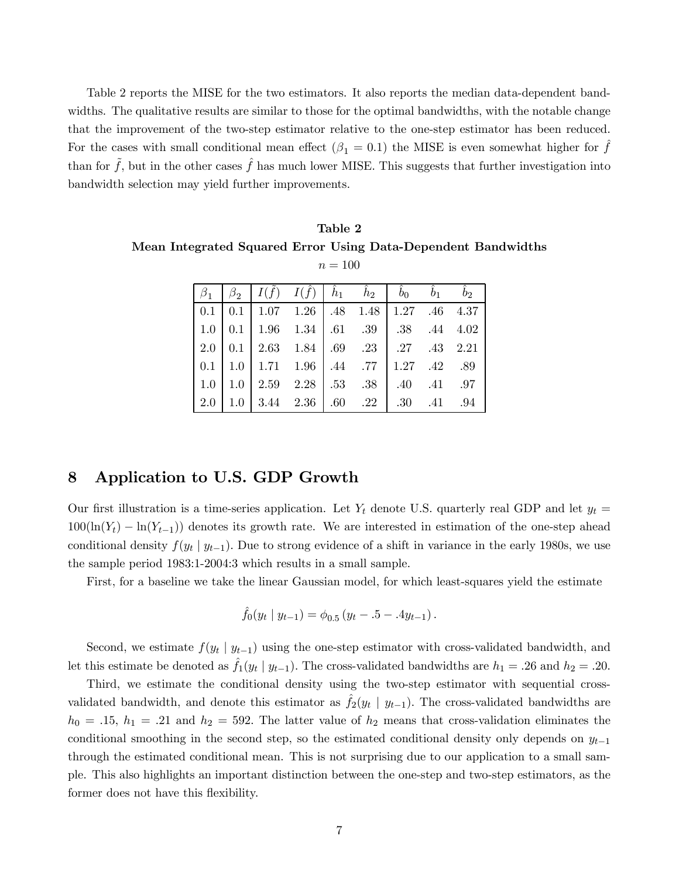Table 2 reports the MISE for the two estimators. It also reports the median data-dependent bandwidths. The qualitative results are similar to those for the optimal bandwidths, with the notable change that the improvement of the two-step estimator relative to the one-step estimator has been reduced. For the cases with small conditional mean effect ($\beta_1 = 0.1$) the MISE is even somewhat higher for $\hat{f}$ than for $\tilde{f}$, but in the other cases $\hat{f}$ has much lower MISE. This suggests that further investigation into bandwidth selection may yield further improvements.

**Table 2**

**Mean Integrated Squared Error Using Data-Dependent Bandwidths**

$n = 100$

| $\beta_1$ | $\beta_2$ | $I(\tilde{f})$ | $I(\hat{f})$ | $\hat{h}_1$ | $\hat{h}_2$ | $\hat{b}_0$ | $\hat{b}_1$ | $\hat{b}_2$ |
|---|---|---|---|---|---|---|---|---|
| 0.1 | 0.1 | 1.07 | 1.26 | .48 | 1.48 | 1.27 | .46 | 4.37 |
| 1.0 | 0.1 | 1.96 | 1.34 | .61 | .39 | .38 | .44 | 4.02 |
| 2.0 | 0.1 | 2.63 | 1.84 | .69 | .23 | .27 | .43 | 2.21 |
| 0.1 | 1.0 | 1.71 | 1.96 | .44 | .77 | 1.27 | .42 | .89 |
| 1.0 | 1.0 | 2.59 | 2.28 | .53 | .38 | .40 | .41 | .97 |
| 2.0 | 1.0 | 3.44 | 2.36 | .60 | .22 | .30 | .41 | .94 |

## 8 Application to U.S. GDP Growth

Our first illustration is a time-series application. Let $Y_t$ denote U.S. quarterly real GDP and let $y_t = 100(\ln(Y_t) - \ln(Y_{t-1}))$ denotes its growth rate. We are interested in estimation of the one-step ahead conditional density $f(y_t \mid y_{t-1})$. Due to strong evidence of a shift in variance in the early 1980s, we use the sample period 1983:1-2004:3 which results in a small sample.

First, for a baseline we take the linear Gaussian model, for which least-squares yield the estimate

$$\hat{f}_0(y_t \mid y_{t-1}) = \phi_{0.5}\left(y_t - .5 - .4y_{t-1}\right).$$

Second, we estimate $f(y_t \mid y_{t-1})$ using the one-step estimator with cross-validated bandwidth, and let this estimate be denoted as $\hat{f}_1(y_t \mid y_{t-1})$. The cross-validated bandwidths are $h_1 = .26$ and $h_2 = .20$.

Third, we estimate the conditional density using the two-step estimator with sequential cross-validated bandwidth, and denote this estimator as $\hat{f}_2(y_t \mid y_{t-1})$. The cross-validated bandwidths are $h_0 = .15$, $h_1 = .21$ and $h_2 = 592$. The latter value of $h_2$ means that cross-validation eliminates the conditional smoothing in the second step, so the estimated conditional density only depends on $y_{t-1}$ through the estimated conditional mean. This is not surprising due to our application to a small sample. This also highlights an important distinction between the one-step and two-step estimators, as the former does not have this flexibility.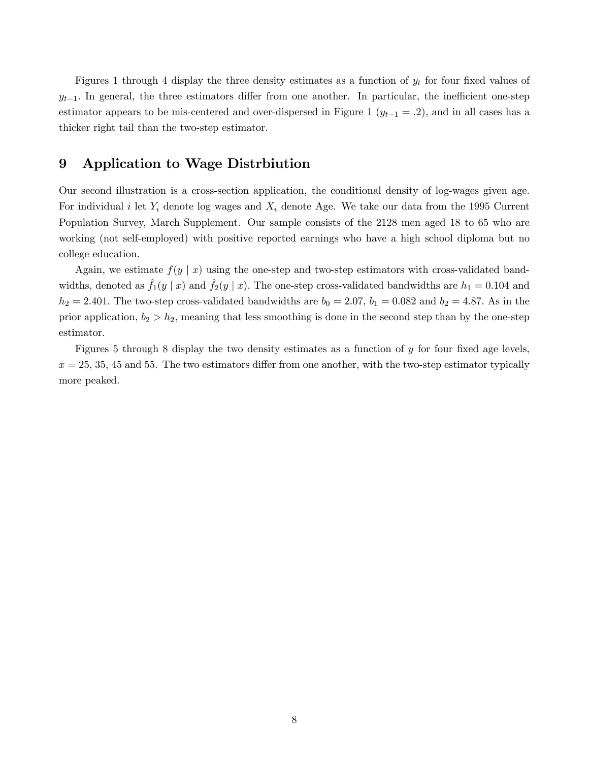Figures 1 through 4 display the three density estimates as a function of $y_t$ for four fixed values of $y_{t-1}$. In general, the three estimators differ from one another. In particular, the inefficient one-step estimator appears to be mis-centered and over-dispersed in Figure 1 ($y_{t-1} = .2$), and in all cases has a thicker right tail than the two-step estimator.

# 9 Application to Wage Distrbiution

Our second illustration is a cross-section application, the conditional density of log-wages given age. For individual $i$ let $Y_i$ denote log wages and $X_i$ denote Age. We take our data from the 1995 Current Population Survey, March Supplement. Our sample consists of the 2128 men aged 18 to 65 who are working (not self-employed) with positive reported earnings who have a high school diploma but no college education.

Again, we estimate $f(y \mid x)$ using the one-step and two-step estimators with cross-validated bandwidths, denoted as $\hat{f}_1(y \mid x)$ and $\hat{f}_2(y \mid x)$. The one-step cross-validated bandwidths are $h_1 = 0.104$ and $h_2 = 2.401$. The two-step cross-validated bandwidths are $b_0 = 2.07$, $b_1 = 0.082$ and $b_2 = 4.87$. As in the prior application, $b_2 > h_2$, meaning that less smoothing is done in the second step than by the one-step estimator.

Figures 5 through 8 display the two density estimates as a function of $y$ for four fixed age levels, $x = 25$, 35, 45 and 55. The two estimators differ from one another, with the two-step estimator typically more peaked.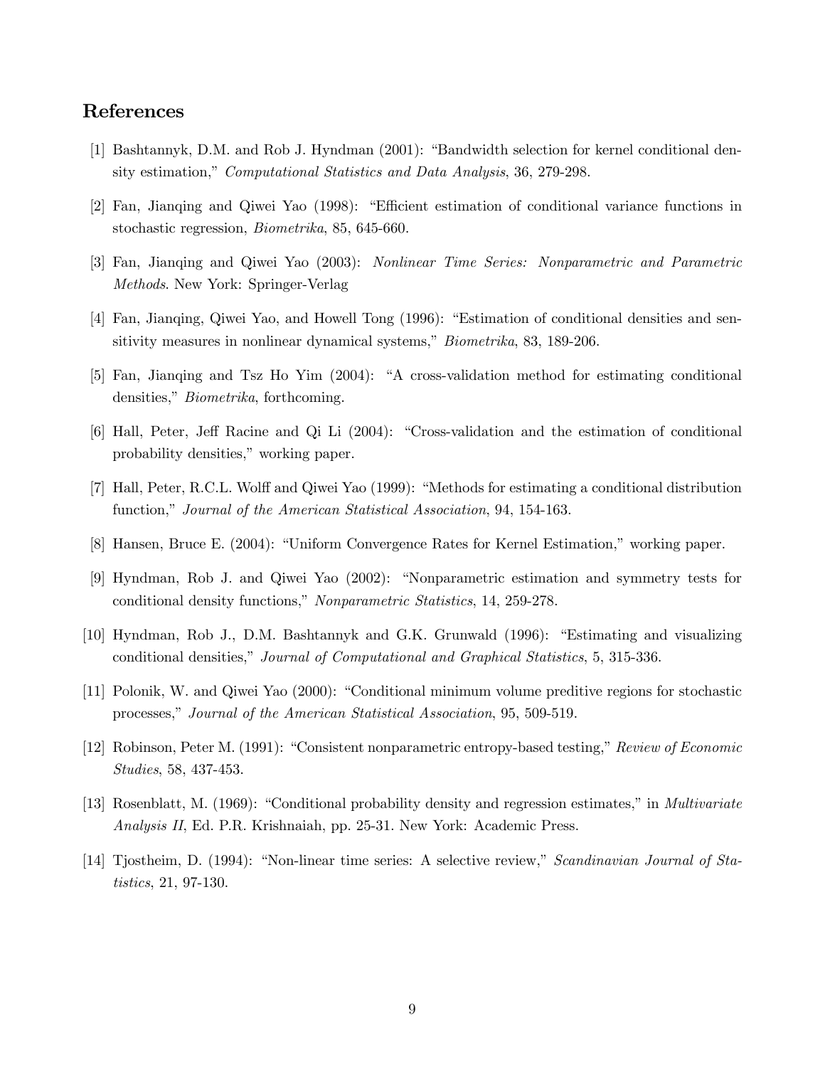## References

[1] Bashtannyk, D.M. and Rob J. Hyndman (2001): "Bandwidth selection for kernel conditional density estimation," *Computational Statistics and Data Analysis*, 36, 279-298.

[2] Fan, Jianqing and Qiwei Yao (1998): "Efficient estimation of conditional variance functions in stochastic regression, *Biometrika*, 85, 645-660.

[3] Fan, Jianqing and Qiwei Yao (2003): *Nonlinear Time Series: Nonparametric and Parametric Methods*. New York: Springer-Verlag

[4] Fan, Jianqing, Qiwei Yao, and Howell Tong (1996): "Estimation of conditional densities and sensitivity measures in nonlinear dynamical systems," *Biometrika*, 83, 189-206.

[5] Fan, Jianqing and Tsz Ho Yim (2004): "A cross-validation method for estimating conditional densities," *Biometrika*, forthcoming.

[6] Hall, Peter, Jeff Racine and Qi Li (2004): "Cross-validation and the estimation of conditional probability densities," working paper.

[7] Hall, Peter, R.C.L. Wolff and Qiwei Yao (1999): "Methods for estimating a conditional distribution function," *Journal of the American Statistical Association*, 94, 154-163.

[8] Hansen, Bruce E. (2004): "Uniform Convergence Rates for Kernel Estimation," working paper.

[9] Hyndman, Rob J. and Qiwei Yao (2002): "Nonparametric estimation and symmetry tests for conditional density functions," *Nonparametric Statistics*, 14, 259-278.

[10] Hyndman, Rob J., D.M. Bashtannyk and G.K. Grunwald (1996): "Estimating and visualizing conditional densities," *Journal of Computational and Graphical Statistics*, 5, 315-336.

[11] Polonik, W. and Qiwei Yao (2000): "Conditional minimum volume preditive regions for stochastic processes," *Journal of the American Statistical Association*, 95, 509-519.

[12] Robinson, Peter M. (1991): "Consistent nonparametric entropy-based testing," *Review of Economic Studies*, 58, 437-453.

[13] Rosenblatt, M. (1969): "Conditional probability density and regression estimates," in *Multivariate Analysis II*, Ed. P.R. Krishnaiah, pp. 25-31. New York: Academic Press.

[14] Tjostheim, D. (1994): "Non-linear time series: A selective review," *Scandinavian Journal of Statistics*, 21, 97-130.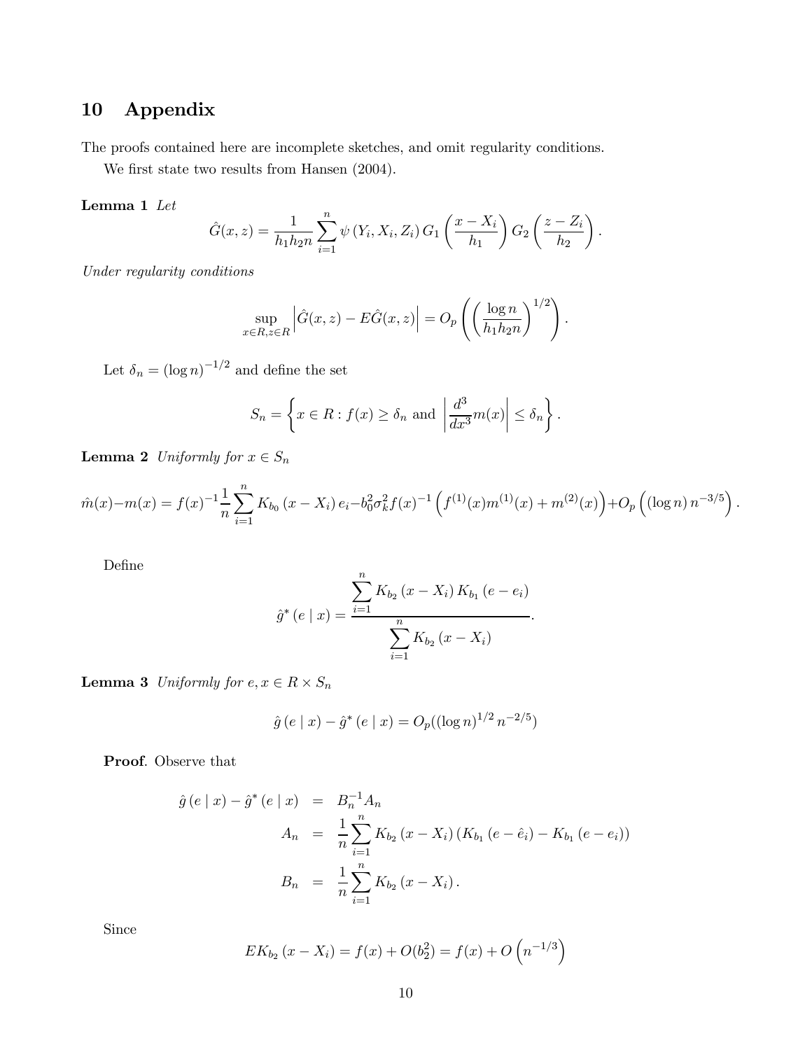# 10 Appendix

The proofs contained here are incomplete sketches, and omit regularity conditions.

We first state two results from Hansen (2004).

**Lemma 1** *Let*

$$\hat{G}(x,z) = \frac{1}{h_1 h_2 n} \sum_{i=1}^{n} \psi(Y_i, X_i, Z_i) G_1\left(\frac{x - X_i}{h_1}\right) G_2\left(\frac{z - Z_i}{h_2}\right).$$

*Under regularity conditions*

$$\sup_{x \in R, z \in R} \left| \hat{G}(x,z) - E\hat{G}(x,z) \right| = O_p\left(\left(\frac{\log n}{h_1 h_2 n}\right)^{1/2}\right).$$

Let $\delta_n = (\log n)^{-1/2}$ and define the set

$$S_n = \left\{ x \in R : f(x) \geq \delta_n \text{ and } \left| \frac{d^3}{dx^3} m(x) \right| \leq \delta_n \right\}.$$

**Lemma 2** *Uniformly for $x \in S_n$*

$$\hat{m}(x) - m(x) = f(x)^{-1} \frac{1}{n} \sum_{i=1}^{n} K_{b_0}(x - X_i) e_i - b_0^2 \sigma_k^2 f(x)^{-1} \left( f^{(1)}(x) m^{(1)}(x) + m^{(2)}(x) \right) + O_p\left( (\log n) n^{-3/5} \right).$$

Define

$$\hat{g}^*(e \mid x) = \frac{\sum_{i=1}^{n} K_{b_2}(x - X_i) K_{b_1}(e - e_i)}{\sum_{i=1}^{n} K_{b_2}(x - X_i)}.$$

**Lemma 3** *Uniformly for $e, x \in R \times S_n$*

$$\hat{g}(e \mid x) - \hat{g}^*(e \mid x) = O_p((\log n)^{1/2} n^{-2/5})$$

**Proof**. Observe that

$$\begin{aligned}
\hat{g}(e \mid x) - \hat{g}^*(e \mid x) &= B_n^{-1} A_n \\
A_n &= \frac{1}{n} \sum_{i=1}^{n} K_{b_2}(x - X_i) \left( K_{b_1}(e - \hat{e}_i) - K_{b_1}(e - e_i) \right) \\
B_n &= \frac{1}{n} \sum_{i=1}^{n} K_{b_2}(x - X_i).
\end{aligned}$$

Since

$$EK_{b_2}(x - X_i) = f(x) + O(b_2^2) = f(x) + O\left(n^{-1/3}\right)$$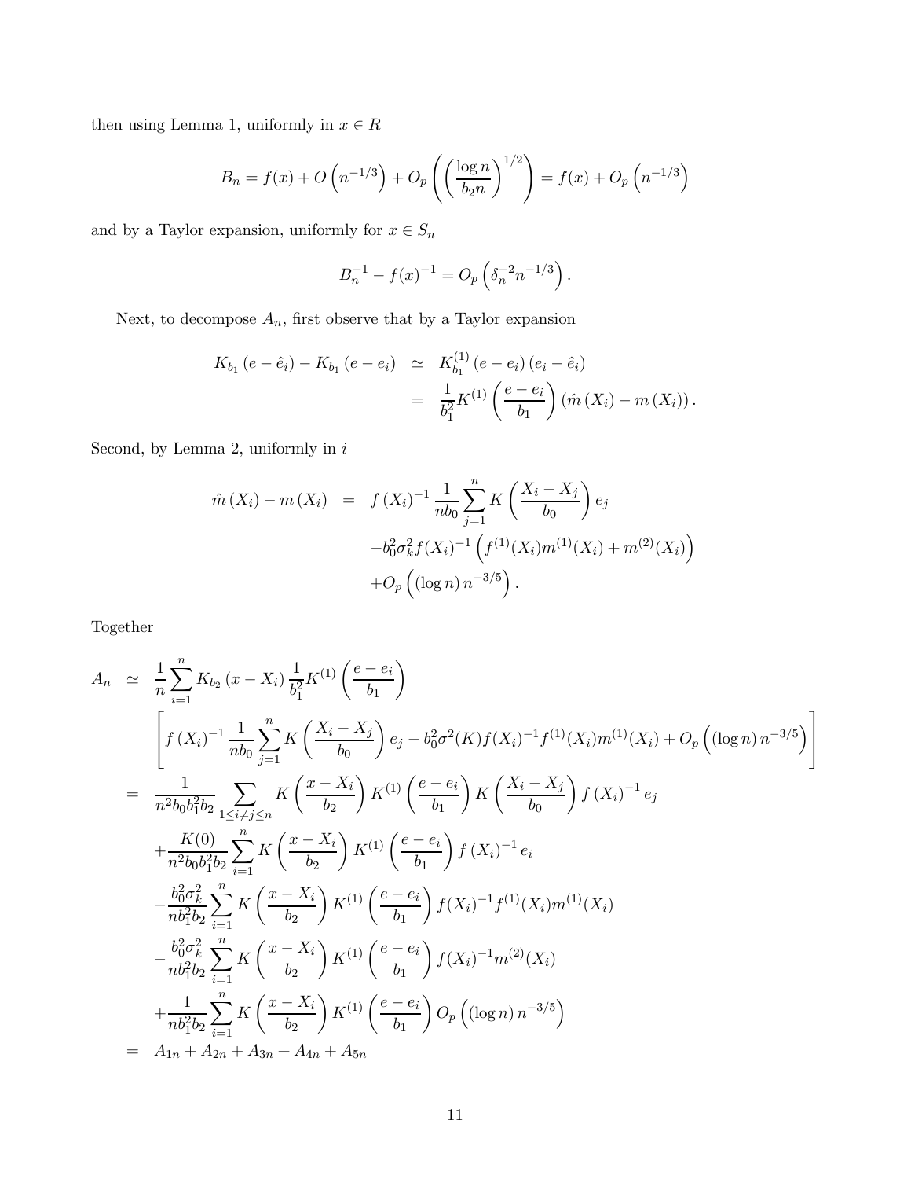then using Lemma 1, uniformly in $x \in R$

$$B_n = f(x) + O\left(n^{-1/3}\right) + O_p\left(\left(\frac{\log n}{b_2 n}\right)^{1/2}\right) = f(x) + O_p\left(n^{-1/3}\right)$$

and by a Taylor expansion, uniformly for $x \in S_n$

$$B_n^{-1} - f(x)^{-1} = O_p\left(\delta_n^{-2} n^{-1/3}\right).$$

Next, to decompose $A_n$, first observe that by a Taylor expansion

$$\begin{aligned}
K_{b_1}(e - \hat{e}_i) - K_{b_1}(e - e_i) &\simeq K_{b_1}^{(1)}(e - e_i)(e_i - \hat{e}_i) \\
&= \frac{1}{b_1^2} K^{(1)}\left(\frac{e - e_i}{b_1}\right)(\hat{m}(X_i) - m(X_i)).
\end{aligned}$$

Second, by Lemma 2, uniformly in $i$

$$\begin{aligned}
\hat{m}(X_i) - m(X_i) &= f(X_i)^{-1} \frac{1}{nb_0} \sum_{j=1}^{n} K\left(\frac{X_i - X_j}{b_0}\right) e_j \\
&\quad - b_0^2 \sigma_k^2 f(X_i)^{-1}\left(f^{(1)}(X_i) m^{(1)}(X_i) + m^{(2)}(X_i)\right) \\
&\quad + O_p\left((\log n)\, n^{-3/5}\right).
\end{aligned}$$

Together

$$\begin{aligned}
A_n &\simeq \frac{1}{n} \sum_{i=1}^{n} K_{b_2}(x - X_i) \frac{1}{b_1^2} K^{(1)}\left(\frac{e - e_i}{b_1}\right) \\
&\quad \left[ f(X_i)^{-1} \frac{1}{nb_0} \sum_{j=1}^{n} K\left(\frac{X_i - X_j}{b_0}\right) e_j - b_0^2 \sigma^2(K) f(X_i)^{-1} f^{(1)}(X_i) m^{(1)}(X_i) + O_p\left((\log n)\, n^{-3/5}\right) \right] \\
&= \frac{1}{n^2 b_0 b_1^2 b_2} \sum_{1 \le i \ne j \le n} K\left(\frac{x - X_i}{b_2}\right) K^{(1)}\left(\frac{e - e_i}{b_1}\right) K\left(\frac{X_i - X_j}{b_0}\right) f(X_i)^{-1} e_j \\
&\quad + \frac{K(0)}{n^2 b_0 b_1^2 b_2} \sum_{i=1}^{n} K\left(\frac{x - X_i}{b_2}\right) K^{(1)}\left(\frac{e - e_i}{b_1}\right) f(X_i)^{-1} e_i \\
&\quad - \frac{b_0^2 \sigma_k^2}{n b_1^2 b_2} \sum_{i=1}^{n} K\left(\frac{x - X_i}{b_2}\right) K^{(1)}\left(\frac{e - e_i}{b_1}\right) f(X_i)^{-1} f^{(1)}(X_i) m^{(1)}(X_i) \\
&\quad - \frac{b_0^2 \sigma_k^2}{n b_1^2 b_2} \sum_{i=1}^{n} K\left(\frac{x - X_i}{b_2}\right) K^{(1)}\left(\frac{e - e_i}{b_1}\right) f(X_i)^{-1} m^{(2)}(X_i) \\
&\quad + \frac{1}{n b_1^2 b_2} \sum_{i=1}^{n} K\left(\frac{x - X_i}{b_2}\right) K^{(1)}\left(\frac{e - e_i}{b_1}\right) O_p\left((\log n)\, n^{-3/5}\right) \\
&= A_{1n} + A_{2n} + A_{3n} + A_{4n} + A_{5n}
\end{aligned}$$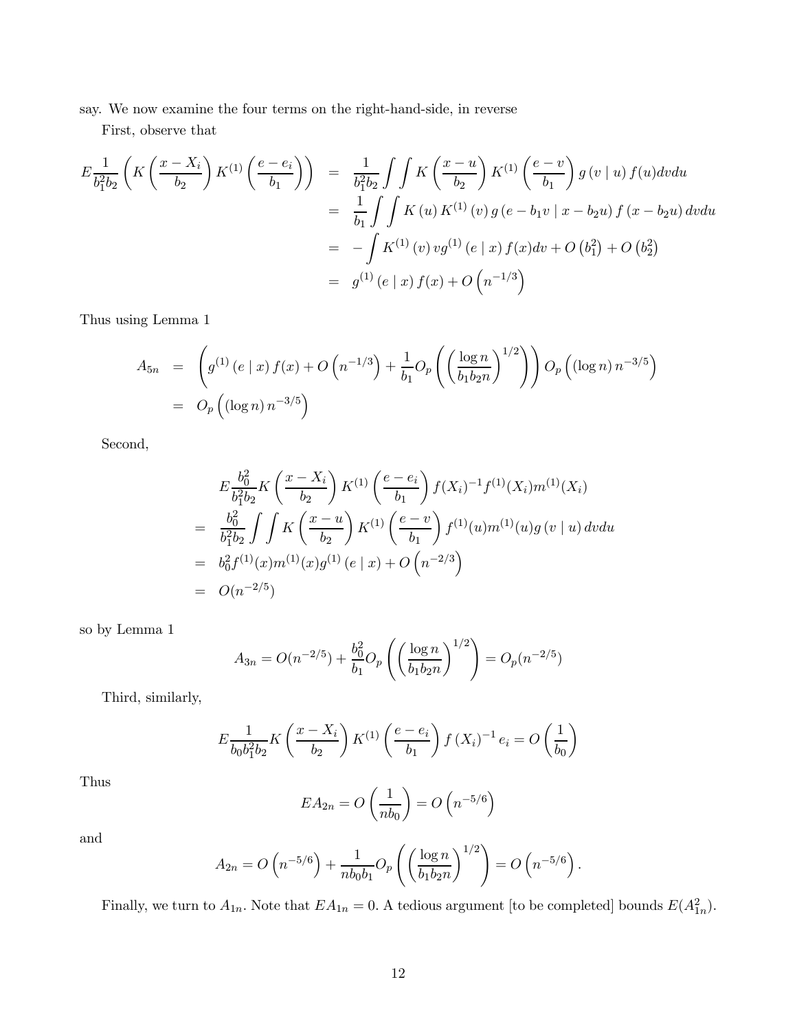say. We now examine the four terms on the right-hand-side, in reverse

First, observe that

$$
\begin{aligned}
E\frac{1}{b_1^2 b_2}\left(K\left(\frac{x-X_i}{b_2}\right)K^{(1)}\left(\frac{e-e_i}{b_1}\right)\right) &= \frac{1}{b_1^2 b_2}\int\int K\left(\frac{x-u}{b_2}\right)K^{(1)}\left(\frac{e-v}{b_1}\right)g\left(v \mid u\right)f(u)dvdu \\
&= \frac{1}{b_1}\int\int K\left(u\right)K^{(1)}\left(v\right)g\left(e-b_1 v \mid x-b_2 u\right)f\left(x-b_2 u\right)dvdu \\
&= -\int K^{(1)}\left(v\right)vg^{(1)}\left(e \mid x\right)f(x)dv + O\left(b_1^2\right)+O\left(b_2^2\right) \\
&= g^{(1)}\left(e \mid x\right)f(x) + O\left(n^{-1/3}\right)
\end{aligned}
$$

Thus using Lemma 1

$$
\begin{aligned}
A_{5n} &= \left(g^{(1)}\left(e \mid x\right)f(x) + O\left(n^{-1/3}\right) + \frac{1}{b_1}O_p\left(\left(\frac{\log n}{b_1 b_2 n}\right)^{1/2}\right)\right)O_p\left(\left(\log n\right)n^{-3/5}\right) \\
&= O_p\left(\left(\log n\right)n^{-3/5}\right)
\end{aligned}
$$

Second,

$$
\begin{aligned}
& E\frac{b_0^2}{b_1^2 b_2}K\left(\frac{x-X_i}{b_2}\right)K^{(1)}\left(\frac{e-e_i}{b_1}\right)f(X_i)^{-1}f^{(1)}(X_i)m^{(1)}(X_i) \\
=\ & \frac{b_0^2}{b_1^2 b_2}\int\int K\left(\frac{x-u}{b_2}\right)K^{(1)}\left(\frac{e-v}{b_1}\right)f^{(1)}(u)m^{(1)}(u)g\left(v \mid u\right)dvdu \\
=\ & b_0^2 f^{(1)}(x)m^{(1)}(x)g^{(1)}\left(e \mid x\right) + O\left(n^{-2/3}\right) \\
=\ & O(n^{-2/5})
\end{aligned}
$$

so by Lemma 1

$$
A_{3n} = O(n^{-2/5}) + \frac{b_0^2}{b_1}O_p\left(\left(\frac{\log n}{b_1 b_2 n}\right)^{1/2}\right) = O_p(n^{-2/5})
$$

Third, similarly,

$$
E\frac{1}{b_0 b_1^2 b_2}K\left(\frac{x-X_i}{b_2}\right)K^{(1)}\left(\frac{e-e_i}{b_1}\right)f\left(X_i\right)^{-1}e_i = O\left(\frac{1}{b_0}\right)
$$

Thus

$$
EA_{2n} = O\left(\frac{1}{nb_0}\right) = O\left(n^{-5/6}\right)
$$

and

$$
A_{2n} = O\left(n^{-5/6}\right) + \frac{1}{nb_0 b_1}O_p\left(\left(\frac{\log n}{b_1 b_2 n}\right)^{1/2}\right) = O\left(n^{-5/6}\right).
$$

Finally, we turn to $A_{1n}$. Note that $EA_{1n} = 0$. A tedious argument [to be completed] bounds $E(A_{1n}^2)$.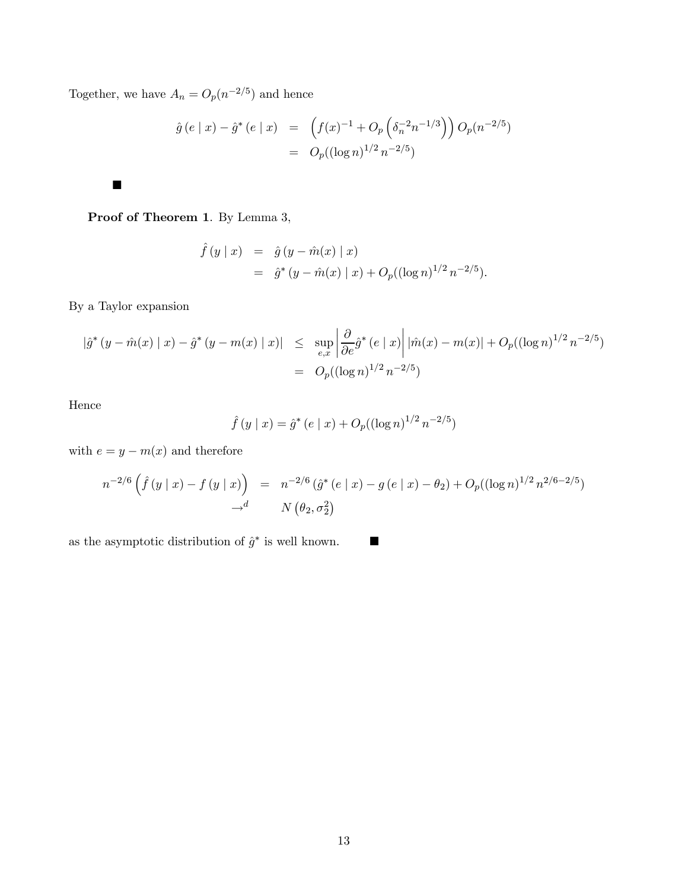Together, we have $A_n = O_p(n^{-2/5})$ and hence

$$
\begin{aligned}
\hat{g}(e \mid x) - \hat{g}^*(e \mid x) &= \left(f(x)^{-1} + O_p\left(\delta_n^{-2} n^{-1/3}\right)\right) O_p(n^{-2/5}) \\
&= O_p((\log n)^{1/2} n^{-2/5})
\end{aligned}
$$

■

**Proof of Theorem 1**. By Lemma 3,

$$
\begin{aligned}
\hat{f}(y \mid x) &= \hat{g}(y - \hat{m}(x) \mid x) \\
&= \hat{g}^*(y - \hat{m}(x) \mid x) + O_p((\log n)^{1/2} n^{-2/5}).
\end{aligned}
$$

By a Taylor expansion

$$
\begin{aligned}
\left|\hat{g}^*(y - \hat{m}(x) \mid x) - \hat{g}^*(y - m(x) \mid x)\right| &\leq \sup_{e,x}\left|\frac{\partial}{\partial e}\hat{g}^*(e \mid x)\right| |\hat{m}(x) - m(x)| + O_p((\log n)^{1/2} n^{-2/5}) \\
&= O_p((\log n)^{1/2} n^{-2/5})
\end{aligned}
$$

Hence

$$
\hat{f}(y \mid x) = \hat{g}^*(e \mid x) + O_p((\log n)^{1/2} n^{-2/5})
$$

with $e = y - m(x)$ and therefore

$$
\begin{aligned}
n^{-2/6}\left(\hat{f}(y \mid x) - f(y \mid x)\right) &= n^{-2/6}\left(\hat{g}^*(e \mid x) - g(e \mid x) - \theta_2\right) + O_p((\log n)^{1/2} n^{2/6-2/5}) \\
&\to^d \quad N\left(\theta_2, \sigma_2^2\right)
\end{aligned}
$$

as the asymptotic distribution of $\hat{g}^*$ is well known. ■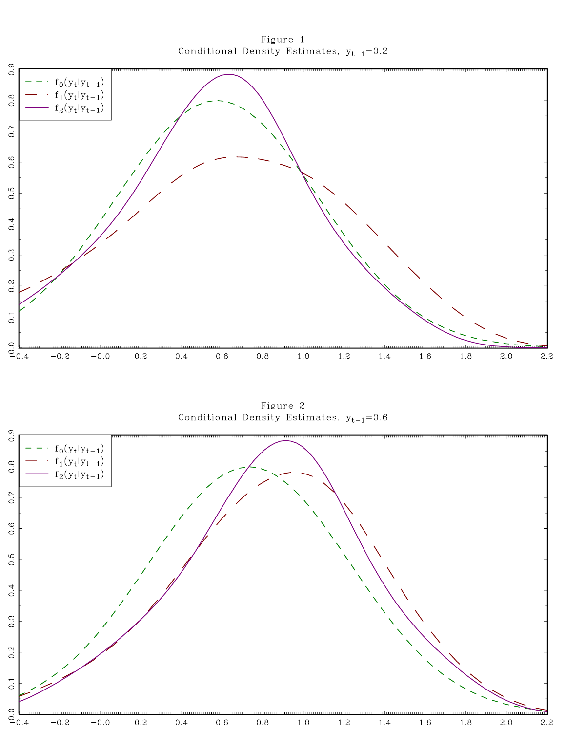Figure 1

Conditional Density Estimates, $y_{t-1}$=0.2

Figure 2

Conditional Density Estimates, $y_{t-1}$=0.6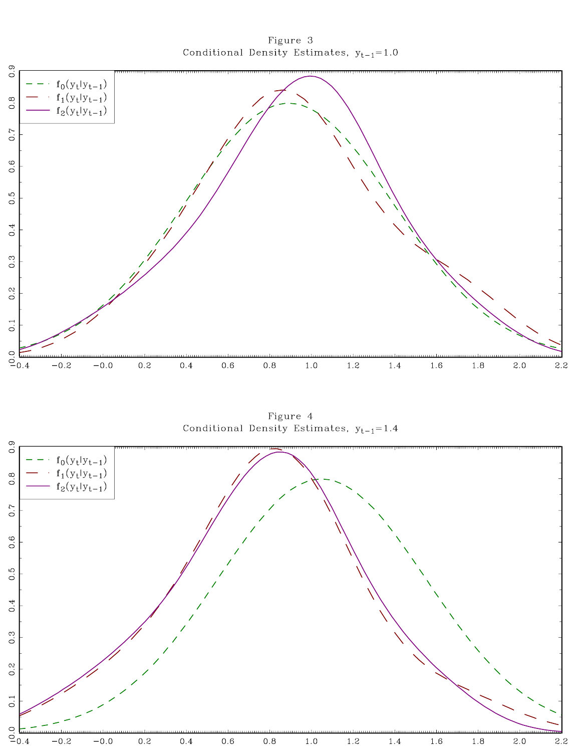Figure 3

Conditional Density Estimates, $y_{t-1}=1.0$

Figure 4

Conditional Density Estimates, $y_{t-1}=1.4$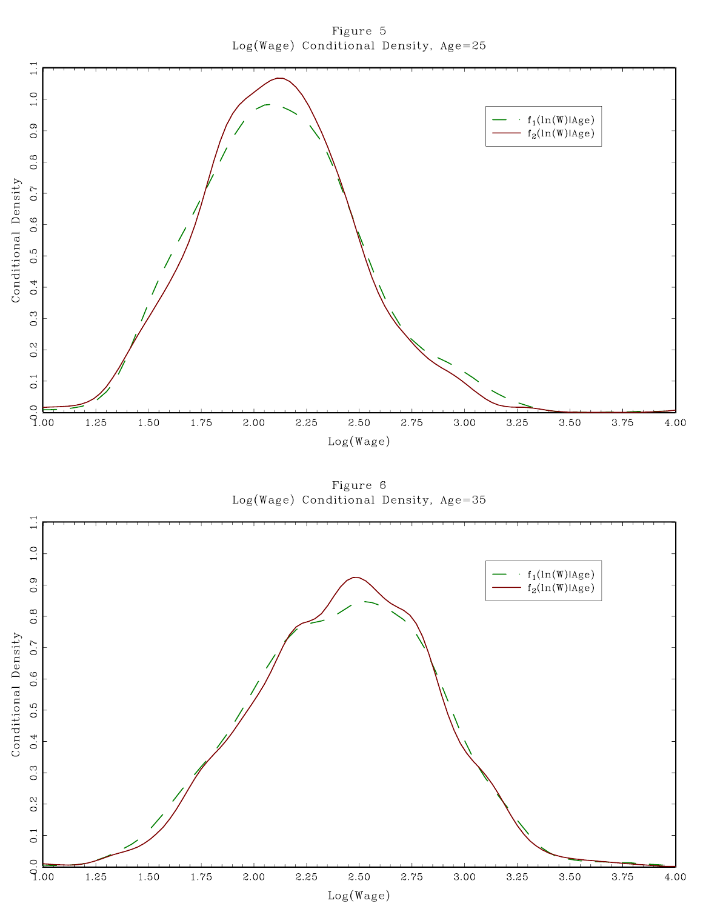Figure 5

Log(Wage) Conditional Density, Age=25

Figure 6

Log(Wage) Conditional Density, Age=35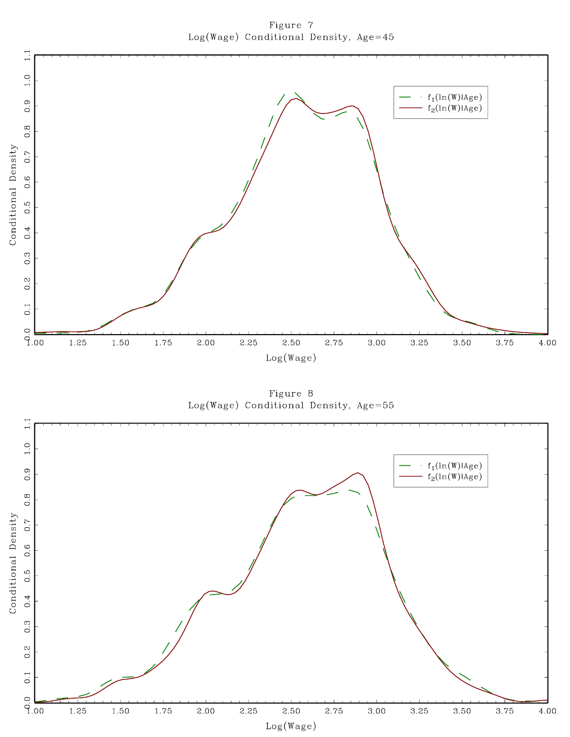Figure 7

Log(Wage) Conditional Density, Age=45

Conditional Density

1.1
1.0
0.9
0.8
0.7
0.6
0.5
0.4
0.3
0.2
0.1
0.0

1.00 1.25 1.50 1.75 2.00 2.25 2.50 2.75 3.00 3.25 3.50 3.75 4.00

Log(Wage)

$f_1(\ln(W)|Age)$

$f_2(\ln(W)|Age)$

Figure 8

Log(Wage) Conditional Density, Age=55

Conditional Density

1.1
1.0
0.9
0.8
0.7
0.6
0.5
0.4
0.3
0.2
0.1
0.0

1.00 1.25 1.50 1.75 2.00 2.25 2.50 2.75 3.00 3.25 3.50 3.75 4.00

Log(Wage)

$f_1(\ln(W)|Age)$

$f_2(\ln(W)|Age)$